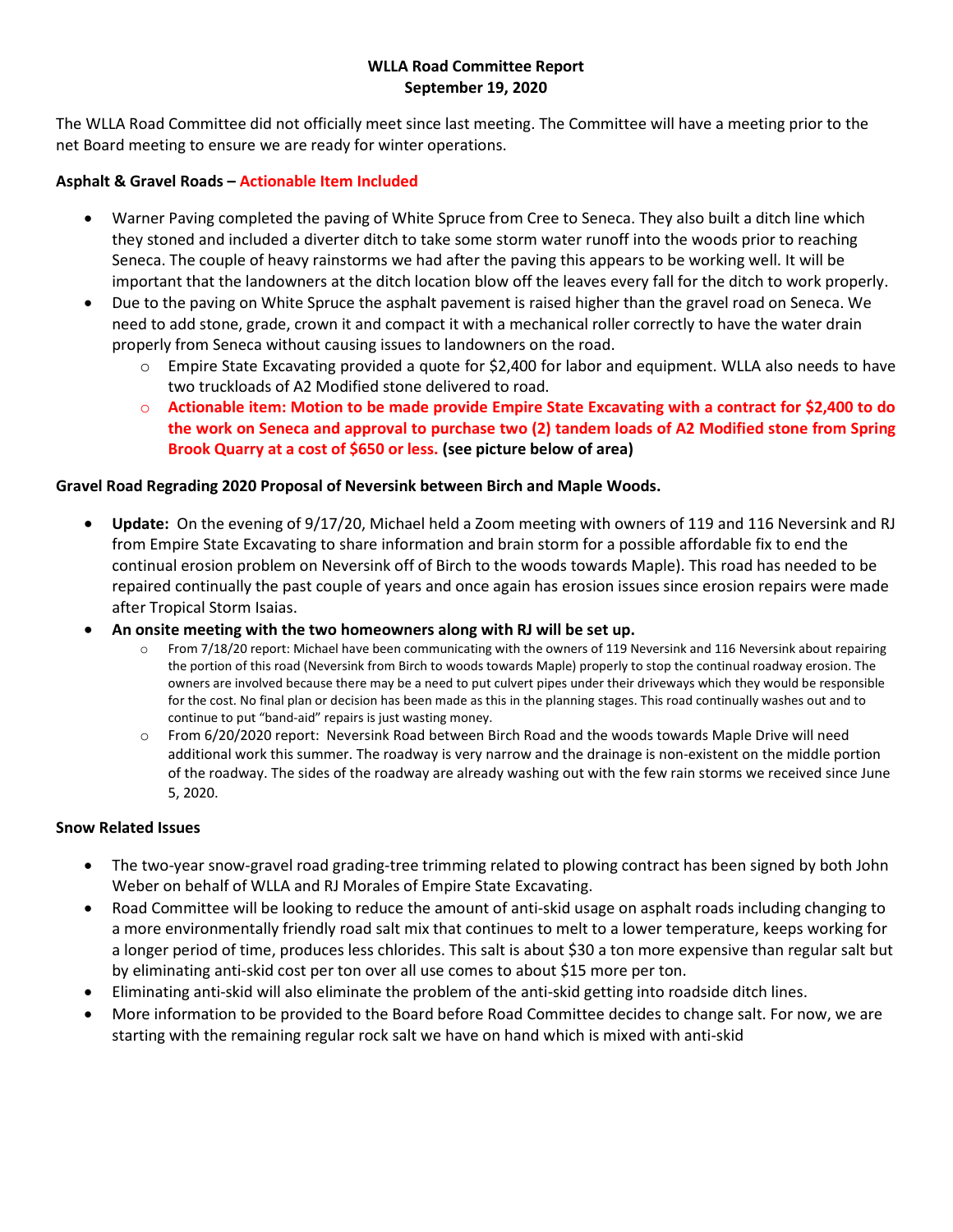# WLLA Road Committee Report
## September 19, 2020

The WLLA Road Committee did not officially meet since last meeting. The Committee will have a meeting prior to the net Board meeting to ensure we are ready for winter operations.

### Asphalt & Gravel Roads – Actionable Item Included

- Warner Paving completed the paving of White Spruce from Cree to Seneca. They also built a ditch line which they stoned and included a diverter ditch to take some storm water runoff into the woods prior to reaching Seneca. The couple of heavy rainstorms we had after the paving this appears to be working well. It will be important that the landowners at the ditch location blow off the leaves every fall for the ditch to work properly.
- Due to the paving on White Spruce the asphalt pavement is raised higher than the gravel road on Seneca. We need to add stone, grade, crown it and compact it with a mechanical roller correctly to have the water drain properly from Seneca without causing issues to landowners on the road.
  - Empire State Excavating provided a quote for $2,400 for labor and equipment. WLLA also needs to have two truckloads of A2 Modified stone delivered to road.
  - **Actionable item: Motion to be made provide Empire State Excavating with a contract for $2,400 to do the work on Seneca and approval to purchase two (2) tandem loads of A2 Modified stone from Spring Brook Quarry at a cost of $650 or less. (see picture below of area)**

### Gravel Road Regrading 2020 Proposal of Neversink between Birch and Maple Woods.

- **Update:** On the evening of 9/17/20, Michael held a Zoom meeting with owners of 119 and 116 Neversink and RJ from Empire State Excavating to share information and brain storm for a possible affordable fix to end the continual erosion problem on Neversink off of Birch to the woods towards Maple). This road has needed to be repaired continually the past couple of years and once again has erosion issues since erosion repairs were made after Tropical Storm Isaias.
- **An onsite meeting with the two homeowners along with RJ will be set up.**
  - From 7/18/20 report: Michael have been communicating with the owners of 119 Neversink and 116 Neversink about repairing the portion of this road (Neversink from Birch to woods towards Maple) properly to stop the continual roadway erosion. The owners are involved because there may be a need to put culvert pipes under their driveways which they would be responsible for the cost. No final plan or decision has been made as this in the planning stages. This road continually washes out and to continue to put "band-aid" repairs is just wasting money.
  - From 6/20/2020 report: Neversink Road between Birch Road and the woods towards Maple Drive will need additional work this summer. The roadway is very narrow and the drainage is non-existent on the middle portion of the roadway. The sides of the roadway are already washing out with the few rain storms we received since June 5, 2020.

### Snow Related Issues

- The two-year snow-gravel road grading-tree trimming related to plowing contract has been signed by both John Weber on behalf of WLLA and RJ Morales of Empire State Excavating.
- Road Committee will be looking to reduce the amount of anti-skid usage on asphalt roads including changing to a more environmentally friendly road salt mix that continues to melt to a lower temperature, keeps working for a longer period of time, produces less chlorides. This salt is about $30 a ton more expensive than regular salt but by eliminating anti-skid cost per ton over all use comes to about $15 more per ton.
- Eliminating anti-skid will also eliminate the problem of the anti-skid getting into roadside ditch lines.
- More information to be provided to the Board before Road Committee decides to change salt. For now, we are starting with the remaining regular rock salt we have on hand which is mixed with anti-skid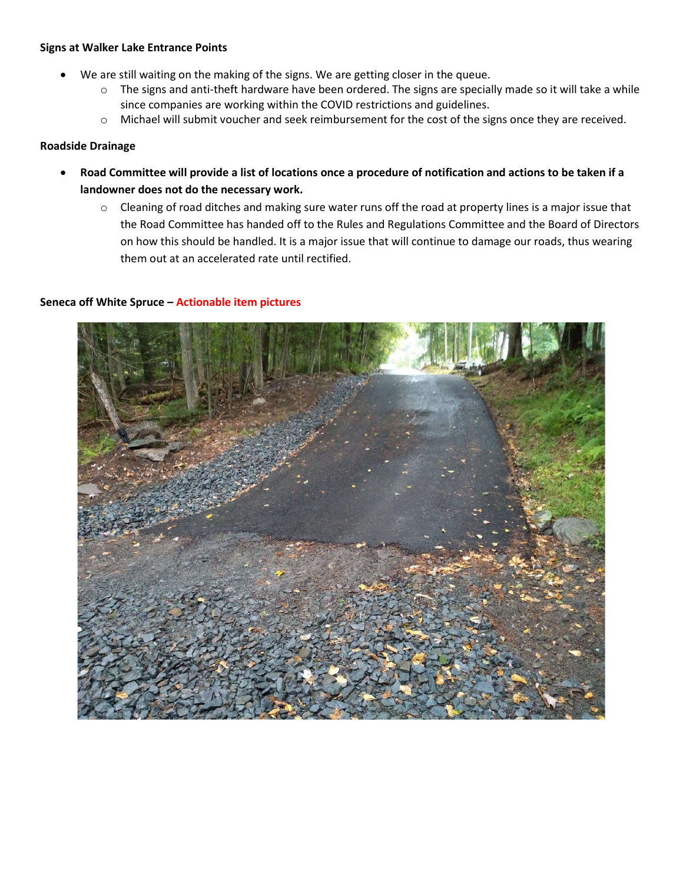**Signs at Walker Lake Entrance Points**

- We are still waiting on the making of the signs. We are getting closer in the queue.
  - The signs and anti-theft hardware have been ordered. The signs are specially made so it will take a while since companies are working within the COVID restrictions and guidelines.
  - Michael will submit voucher and seek reimbursement for the cost of the signs once they are received.

**Roadside Drainage**

- **Road Committee will provide a list of locations once a procedure of notification and actions to be taken if a landowner does not do the necessary work.**
  - Cleaning of road ditches and making sure water runs off the road at property lines is a major issue that the Road Committee has handed off to the Rules and Regulations Committee and the Board of Directors on how this should be handled. It is a major issue that will continue to damage our roads, thus wearing them out at an accelerated rate until rectified.

**Seneca off White Spruce – Actionable item pictures**